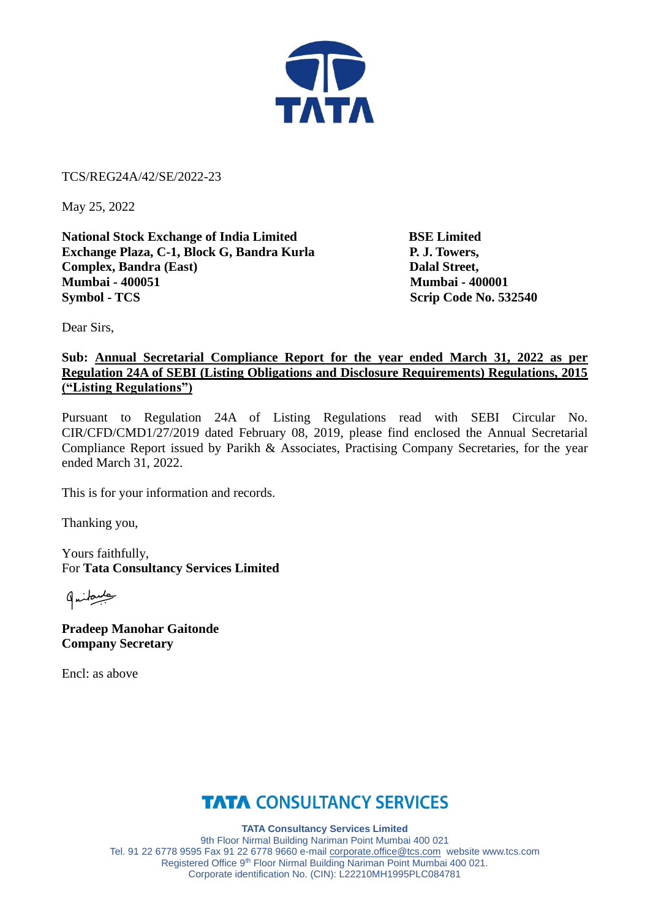TCS/REG24A/42/SE/2022-23

May 25, 2022

**National Stock Exchange of India Limited**
**Exchange Plaza, C-1, Block G, Bandra Kurla Complex, Bandra (East)**
**Mumbai - 400051**
**Symbol - TCS**

**BSE Limited**
**P. J. Towers,**
**Dalal Street,**
**Mumbai - 400001**
**Scrip Code No. 532540**

Dear Sirs,

**Sub: Annual Secretarial Compliance Report for the year ended March 31, 2022 as per Regulation 24A of SEBI (Listing Obligations and Disclosure Requirements) Regulations, 2015 ("Listing Regulations")**

Pursuant to Regulation 24A of Listing Regulations read with SEBI Circular No. CIR/CFD/CMD1/27/2019 dated February 08, 2019, please find enclosed the Annual Secretarial Compliance Report issued by Parikh & Associates, Practising Company Secretaries, for the year ended March 31, 2022.

This is for your information and records.

Thanking you,

Yours faithfully,
For **Tata Consultancy Services Limited**

**Pradeep Manohar Gaitonde**
**Company Secretary**

Encl: as above

**TATA CONSULTANCY SERVICES**

**TATA Consultancy Services Limited**
9th Floor Nirmal Building Nariman Point Mumbai 400 021
Tel. 91 22 6778 9595 Fax 91 22 6778 9660 e-mail corporate.office@tcs.com website www.tcs.com
Registered Office 9th Floor Nirmal Building Nariman Point Mumbai 400 021.
Corporate identification No. (CIN): L22210MH1995PLC084781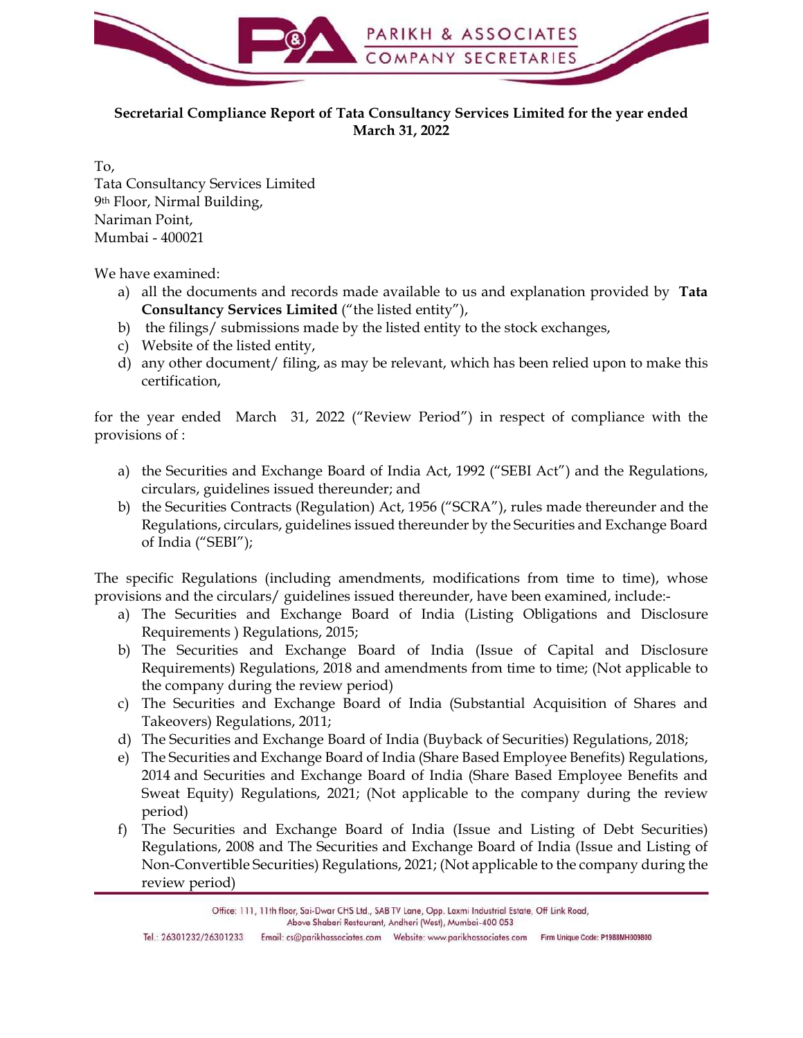**Secretarial Compliance Report of Tata Consultancy Services Limited for the year ended March 31, 2022**

To,
Tata Consultancy Services Limited
9th Floor, Nirmal Building,
Nariman Point,
Mumbai - 400021

We have examined:

a) all the documents and records made available to us and explanation provided by **Tata Consultancy Services Limited** ("the listed entity"),
b) the filings/ submissions made by the listed entity to the stock exchanges,
c) Website of the listed entity,
d) any other document/ filing, as may be relevant, which has been relied upon to make this certification,

for the year ended March 31, 2022 ("Review Period") in respect of compliance with the provisions of :

a) the Securities and Exchange Board of India Act, 1992 ("SEBI Act") and the Regulations, circulars, guidelines issued thereunder; and
b) the Securities Contracts (Regulation) Act, 1956 ("SCRA"), rules made thereunder and the Regulations, circulars, guidelines issued thereunder by the Securities and Exchange Board of India ("SEBI");

The specific Regulations (including amendments, modifications from time to time), whose provisions and the circulars/ guidelines issued thereunder, have been examined, include:-

a) The Securities and Exchange Board of India (Listing Obligations and Disclosure Requirements ) Regulations, 2015;
b) The Securities and Exchange Board of India (Issue of Capital and Disclosure Requirements) Regulations, 2018 and amendments from time to time; (Not applicable to the company during the review period)
c) The Securities and Exchange Board of India (Substantial Acquisition of Shares and Takeovers) Regulations, 2011;
d) The Securities and Exchange Board of India (Buyback of Securities) Regulations, 2018;
e) The Securities and Exchange Board of India (Share Based Employee Benefits) Regulations, 2014 and Securities and Exchange Board of India (Share Based Employee Benefits and Sweat Equity) Regulations, 2021; (Not applicable to the company during the review period)
f) The Securities and Exchange Board of India (Issue and Listing of Debt Securities) Regulations, 2008 and The Securities and Exchange Board of India (Issue and Listing of Non-Convertible Securities) Regulations, 2021; (Not applicable to the company during the review period)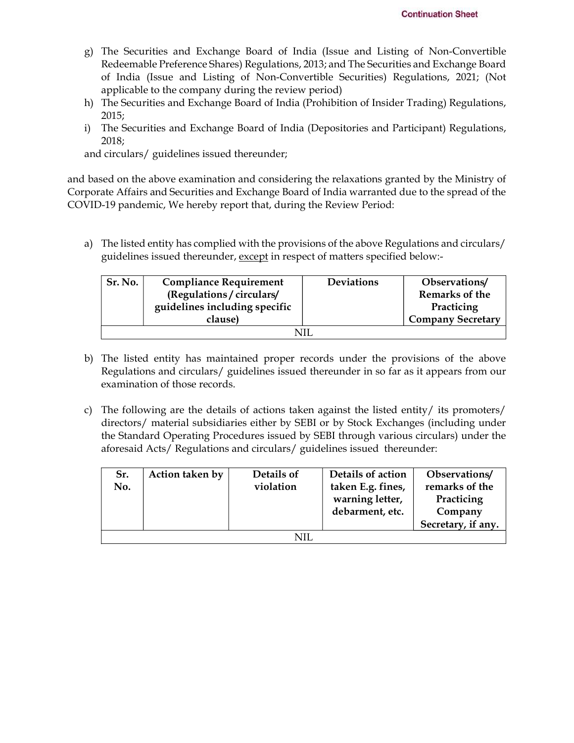g) The Securities and Exchange Board of India (Issue and Listing of Non-Convertible Redeemable Preference Shares) Regulations, 2013; and The Securities and Exchange Board of India (Issue and Listing of Non-Convertible Securities) Regulations, 2021; (Not applicable to the company during the review period)

h) The Securities and Exchange Board of India (Prohibition of Insider Trading) Regulations, 2015;

i) The Securities and Exchange Board of India (Depositories and Participant) Regulations, 2018;

and circulars/ guidelines issued thereunder;

and based on the above examination and considering the relaxations granted by the Ministry of Corporate Affairs and Securities and Exchange Board of India warranted due to the spread of the COVID-19 pandemic, We hereby report that, during the Review Period:

a) The listed entity has complied with the provisions of the above Regulations and circulars/ guidelines issued thereunder, except in respect of matters specified below:-

| Sr. No. | Compliance Requirement (Regulations / circulars/ guidelines including specific clause) | Deviations | Observations/ Remarks of the Practicing Company Secretary |
|---|---|---|---|
| NIL | | | |

b) The listed entity has maintained proper records under the provisions of the above Regulations and circulars/ guidelines issued thereunder in so far as it appears from our examination of those records.

c) The following are the details of actions taken against the listed entity/ its promoters/ directors/ material subsidiaries either by SEBI or by Stock Exchanges (including under the Standard Operating Procedures issued by SEBI through various circulars) under the aforesaid Acts/ Regulations and circulars/ guidelines issued thereunder:

| Sr. No. | Action taken by | Details of violation | Details of action taken E.g. fines, warning letter, debarment, etc. | Observations/ remarks of the Practicing Company Secretary, if any. |
|---|---|---|---|---|
| NIL | | | | |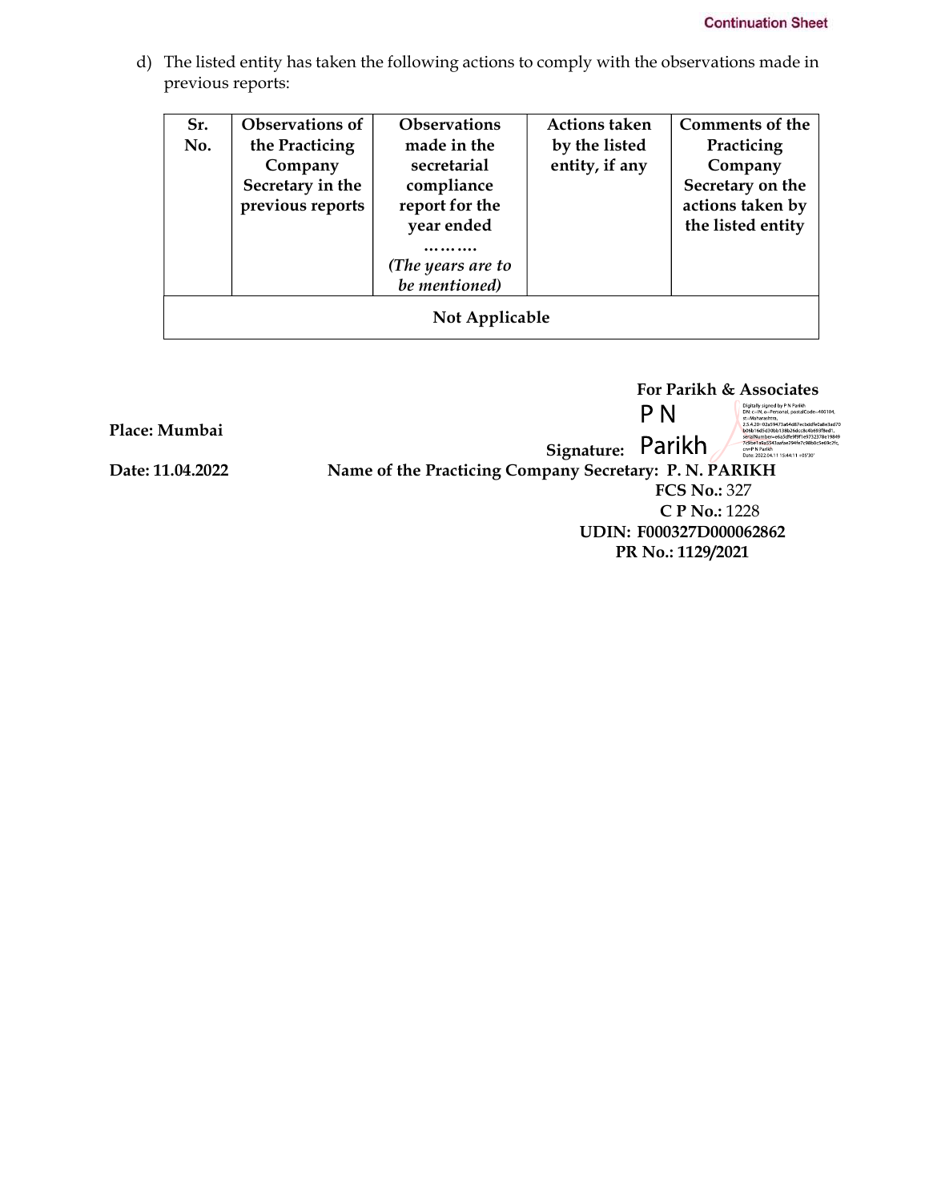d) The listed entity has taken the following actions to comply with the observations made in previous reports:

| Sr. No. | Observations of the Practicing Company Secretary in the previous reports | Observations made in the secretarial compliance report for the year ended ………. *(The years are to be mentioned)* | Actions taken by the listed entity, if any | Comments of the Practicing Company Secretary on the actions taken by the listed entity |
|---|---|---|---|---|
| **Not Applicable** | | | | |

**For Parikh & Associates**

**Place: Mumbai**

**Signature:** P N Parikh

Digitally signed by P N Parikh
DN: c=IN, o=Personal, postalCode=400104, st=Maharashtra, 2.5.4.20=02a59473a64d87ecbddfe0a8e3ad70b06b16d5d30bb138b26dcc8c4be69f8ed1, serialNumber=e6a5dfe9f9f1e9752378e198497c9be1e9a5543aafae294fe7c98b0c5e69c2fc, cn=P N Parikh
Date: 2022.04.11 15:44:11 +05'30'

**Date: 11.04.2022**

**Name of the Practicing Company Secretary: P. N. PARIKH**

**FCS No.:** 327

**C P No.:** 1228

**UDIN: F000327D000062862**

**PR No.: 1129/2021**